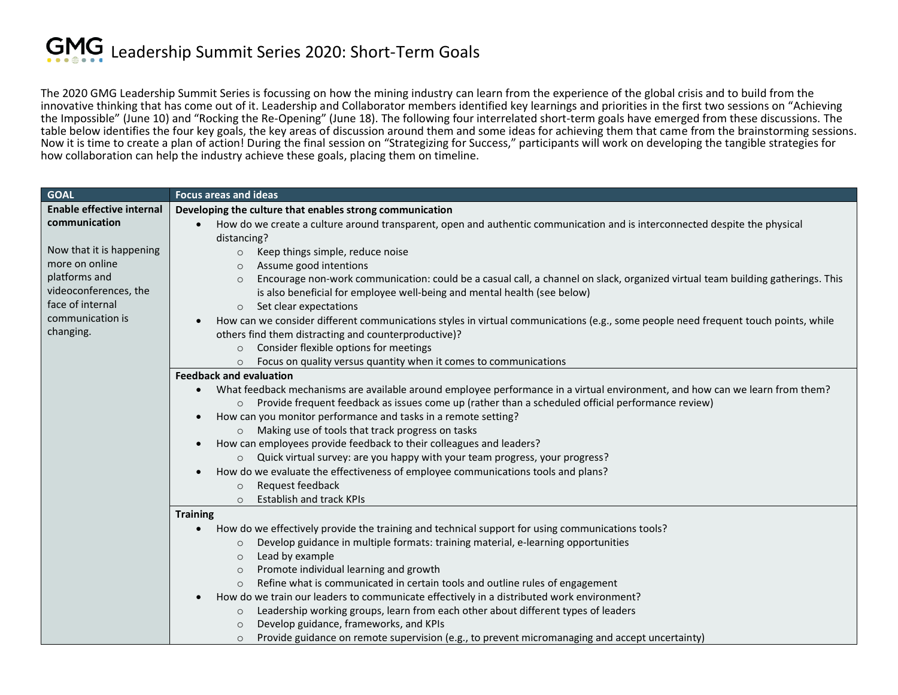# GMG Leadership Summit Series 2020: Short-Term Goals

The 2020 GMG Leadership Summit Series is focussing on how the mining industry can learn from the experience of the global crisis and to build from the innovative thinking that has come out of it. Leadership and Collaborator members identified key learnings and priorities in the first two sessions on "Achieving the Impossible" (June 10) and "Rocking the Re-Opening" (June 18). The following four interrelated short-term goals have emerged from these discussions. The table below identifies the four key goals, the key areas of discussion around them and some ideas for achieving them that came from the brainstorming sessions. Now it is time to create a plan of action! During the final session on "Strategizing for Success," participants will work on developing the tangible strategies for how collaboration can help the industry achieve these goals, placing them on timeline.

| GOAL | Focus areas and ideas |
|---|---|
| **Enable effective internal communication**<br><br>Now that it is happening more on online platforms and videoconferences, the face of internal communication is changing. | **Developing the culture that enables strong communication**<br>• How do we create a culture around transparent, open and authentic communication and is interconnected despite the physical distancing?<br>&nbsp;&nbsp;&nbsp;&nbsp;○ Keep things simple, reduce noise<br>&nbsp;&nbsp;&nbsp;&nbsp;○ Assume good intentions<br>&nbsp;&nbsp;&nbsp;&nbsp;○ Encourage non-work communication: could be a casual call, a channel on slack, organized virtual team building gatherings. This is also beneficial for employee well-being and mental health (see below)<br>&nbsp;&nbsp;&nbsp;&nbsp;○ Set clear expectations<br>• How can we consider different communications styles in virtual communications (e.g., some people need frequent touch points, while others find them distracting and counterproductive)?<br>&nbsp;&nbsp;&nbsp;&nbsp;○ Consider flexible options for meetings<br>&nbsp;&nbsp;&nbsp;&nbsp;○ Focus on quality versus quantity when it comes to communications |
| | **Feedback and evaluation**<br>• What feedback mechanisms are available around employee performance in a virtual environment, and how can we learn from them?<br>&nbsp;&nbsp;&nbsp;&nbsp;○ Provide frequent feedback as issues come up (rather than a scheduled official performance review)<br>• How can you monitor performance and tasks in a remote setting?<br>&nbsp;&nbsp;&nbsp;&nbsp;○ Making use of tools that track progress on tasks<br>• How can employees provide feedback to their colleagues and leaders?<br>&nbsp;&nbsp;&nbsp;&nbsp;○ Quick virtual survey: are you happy with your team progress, your progress?<br>• How do we evaluate the effectiveness of employee communications tools and plans?<br>&nbsp;&nbsp;&nbsp;&nbsp;○ Request feedback<br>&nbsp;&nbsp;&nbsp;&nbsp;○ Establish and track KPIs |
| | **Training**<br>• How do we effectively provide the training and technical support for using communications tools?<br>&nbsp;&nbsp;&nbsp;&nbsp;○ Develop guidance in multiple formats: training material, e-learning opportunities<br>&nbsp;&nbsp;&nbsp;&nbsp;○ Lead by example<br>&nbsp;&nbsp;&nbsp;&nbsp;○ Promote individual learning and growth<br>&nbsp;&nbsp;&nbsp;&nbsp;○ Refine what is communicated in certain tools and outline rules of engagement<br>• How do we train our leaders to communicate effectively in a distributed work environment?<br>&nbsp;&nbsp;&nbsp;&nbsp;○ Leadership working groups, learn from each other about different types of leaders<br>&nbsp;&nbsp;&nbsp;&nbsp;○ Develop guidance, frameworks, and KPIs<br>&nbsp;&nbsp;&nbsp;&nbsp;○ Provide guidance on remote supervision (e.g., to prevent micromanaging and accept uncertainty) |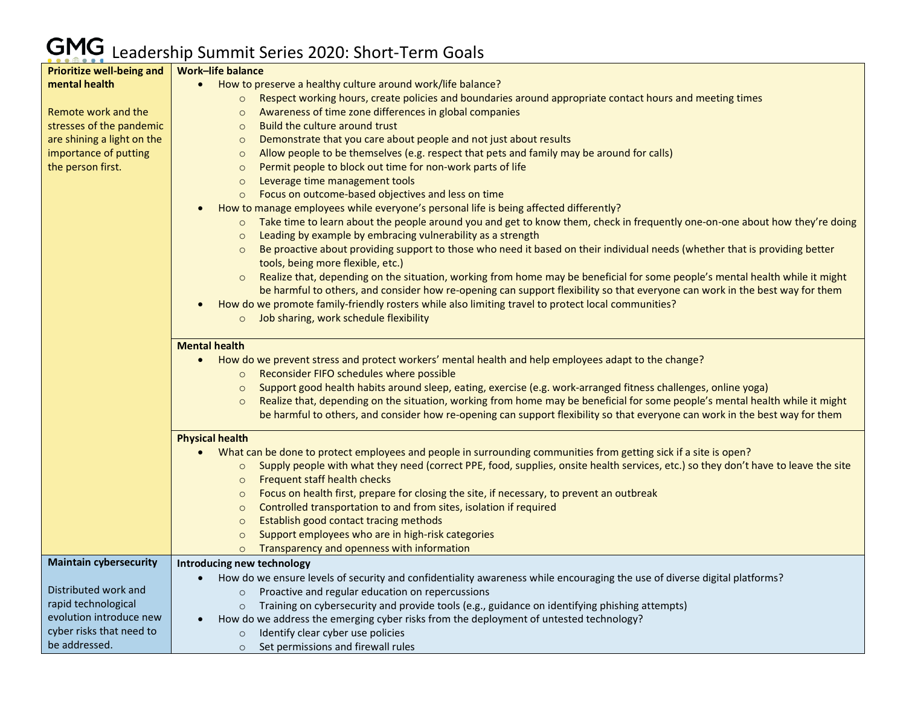# GMG Leadership Summit Series 2020: Short-Term Goals

## Prioritize well-being and mental health

Remote work and the stresses of the pandemic are shining a light on the importance of putting the person first.

### Work–life balance

- How to preserve a healthy culture around work/life balance?
  - Respect working hours, create policies and boundaries around appropriate contact hours and meeting times
  - Awareness of time zone differences in global companies
  - Build the culture around trust
  - Demonstrate that you care about people and not just about results
  - Allow people to be themselves (e.g. respect that pets and family may be around for calls)
  - Permit people to block out time for non-work parts of life
  - Leverage time management tools
  - Focus on outcome-based objectives and less on time
- How to manage employees while everyone's personal life is being affected differently?
  - Take time to learn about the people around you and get to know them, check in frequently one-on-one about how they're doing
  - Leading by example by embracing vulnerability as a strength
  - Be proactive about providing support to those who need it based on their individual needs (whether that is providing better tools, being more flexible, etc.)
  - Realize that, depending on the situation, working from home may be beneficial for some people's mental health while it might be harmful to others, and consider how re-opening can support flexibility so that everyone can work in the best way for them
- How do we promote family-friendly rosters while also limiting travel to protect local communities?
  - Job sharing, work schedule flexibility

### Mental health

- How do we prevent stress and protect workers' mental health and help employees adapt to the change?
  - Reconsider FIFO schedules where possible
  - Support good health habits around sleep, eating, exercise (e.g. work-arranged fitness challenges, online yoga)
  - Realize that, depending on the situation, working from home may be beneficial for some people's mental health while it might be harmful to others, and consider how re-opening can support flexibility so that everyone can work in the best way for them

### Physical health

- What can be done to protect employees and people in surrounding communities from getting sick if a site is open?
  - Supply people with what they need (correct PPE, food, supplies, onsite health services, etc.) so they don't have to leave the site
  - Frequent staff health checks
  - Focus on health first, prepare for closing the site, if necessary, to prevent an outbreak
  - Controlled transportation to and from sites, isolation if required
  - Establish good contact tracing methods
  - Support employees who are in high-risk categories
  - Transparency and openness with information

## Maintain cybersecurity

Distributed work and rapid technological evolution introduce new cyber risks that need to be addressed.

### Introducing new technology

- How do we ensure levels of security and confidentiality awareness while encouraging the use of diverse digital platforms?
  - Proactive and regular education on repercussions
  - Training on cybersecurity and provide tools (e.g., guidance on identifying phishing attempts)
- How do we address the emerging cyber risks from the deployment of untested technology?
  - Identify clear cyber use policies
  - Set permissions and firewall rules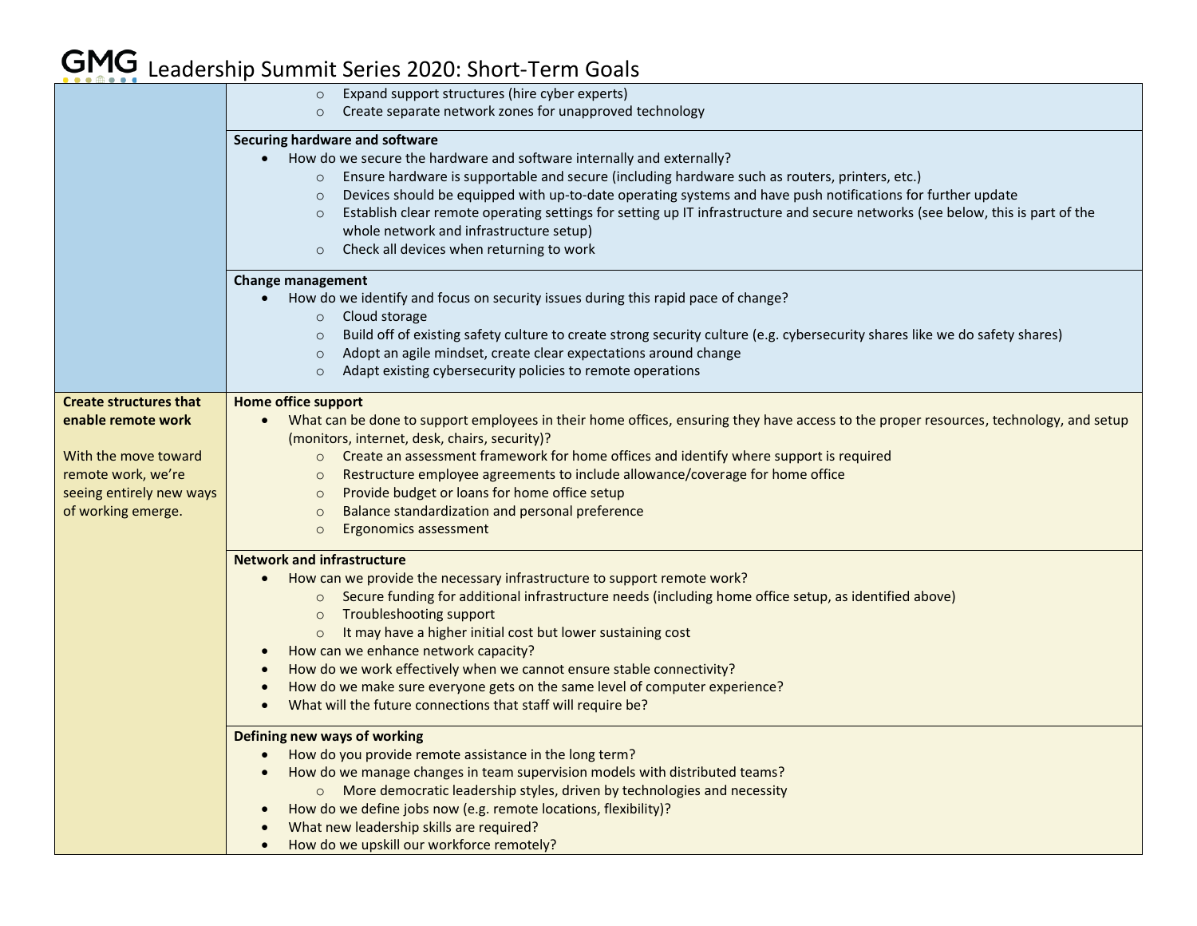# Leadership Summit Series 2020: Short-Term Goals

| | |
|---|---|
| | ○ Expand support structures (hire cyber experts)<br>○ Create separate network zones for unapproved technology |
| | **Securing hardware and software**<br>• How do we secure the hardware and software internally and externally?<br>○ Ensure hardware is supportable and secure (including hardware such as routers, printers, etc.)<br>○ Devices should be equipped with up-to-date operating systems and have push notifications for further update<br>○ Establish clear remote operating settings for setting up IT infrastructure and secure networks (see below, this is part of the whole network and infrastructure setup)<br>○ Check all devices when returning to work |
| | **Change management**<br>• How do we identify and focus on security issues during this rapid pace of change?<br>○ Cloud storage<br>○ Build off of existing safety culture to create strong security culture (e.g. cybersecurity shares like we do safety shares)<br>○ Adopt an agile mindset, create clear expectations around change<br>○ Adapt existing cybersecurity policies to remote operations |
| **Create structures that enable remote work**<br><br>With the move toward remote work, we're seeing entirely new ways of working emerge. | **Home office support**<br>• What can be done to support employees in their home offices, ensuring they have access to the proper resources, technology, and setup (monitors, internet, desk, chairs, security)?<br>○ Create an assessment framework for home offices and identify where support is required<br>○ Restructure employee agreements to include allowance/coverage for home office<br>○ Provide budget or loans for home office setup<br>○ Balance standardization and personal preference<br>○ Ergonomics assessment |
| | **Network and infrastructure**<br>• How can we provide the necessary infrastructure to support remote work?<br>○ Secure funding for additional infrastructure needs (including home office setup, as identified above)<br>○ Troubleshooting support<br>○ It may have a higher initial cost but lower sustaining cost<br>• How can we enhance network capacity?<br>• How do we work effectively when we cannot ensure stable connectivity?<br>• How do we make sure everyone gets on the same level of computer experience?<br>• What will the future connections that staff will require be? |
| | **Defining new ways of working**<br>• How do you provide remote assistance in the long term?<br>• How do we manage changes in team supervision models with distributed teams?<br>○ More democratic leadership styles, driven by technologies and necessity<br>• How do we define jobs now (e.g. remote locations, flexibility)?<br>• What new leadership skills are required?<br>• How do we upskill our workforce remotely? |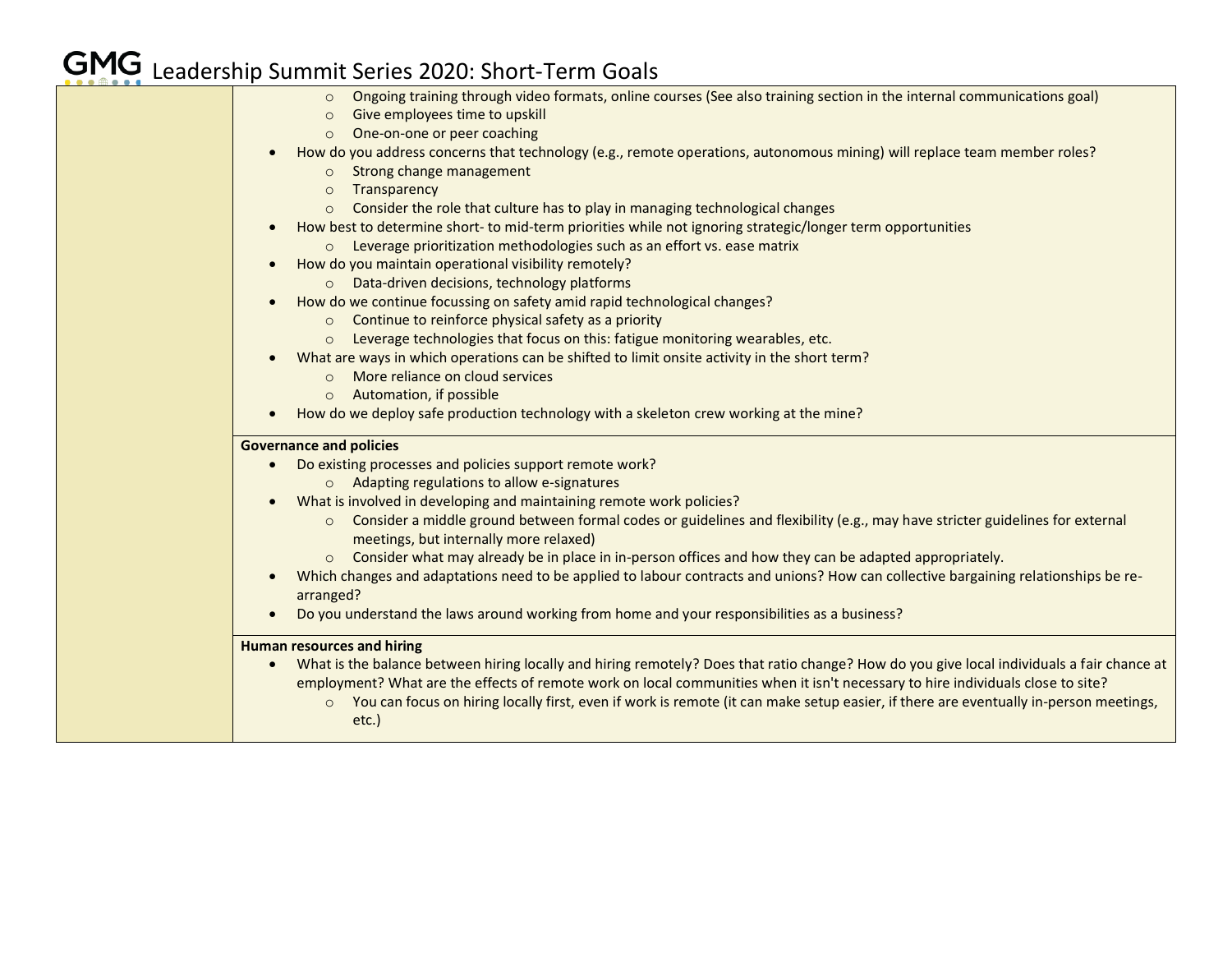- Ongoing training through video formats, online courses (See also training section in the internal communications goal)
  - Give employees time to upskill
  - One-on-one or peer coaching
- How do you address concerns that technology (e.g., remote operations, autonomous mining) will replace team member roles?
  - Strong change management
  - Transparency
  - Consider the role that culture has to play in managing technological changes
- How best to determine short- to mid-term priorities while not ignoring strategic/longer term opportunities
  - Leverage prioritization methodologies such as an effort vs. ease matrix
- How do you maintain operational visibility remotely?
  - Data-driven decisions, technology platforms
- How do we continue focussing on safety amid rapid technological changes?
  - Continue to reinforce physical safety as a priority
  - Leverage technologies that focus on this: fatigue monitoring wearables, etc.
- What are ways in which operations can be shifted to limit onsite activity in the short term?
  - More reliance on cloud services
  - Automation, if possible
- How do we deploy safe production technology with a skeleton crew working at the mine?

**Governance and policies**

- Do existing processes and policies support remote work?
  - Adapting regulations to allow e-signatures
- What is involved in developing and maintaining remote work policies?
  - Consider a middle ground between formal codes or guidelines and flexibility (e.g., may have stricter guidelines for external meetings, but internally more relaxed)
  - Consider what may already be in place in in-person offices and how they can be adapted appropriately.
- Which changes and adaptations need to be applied to labour contracts and unions? How can collective bargaining relationships be re-arranged?
- Do you understand the laws around working from home and your responsibilities as a business?

**Human resources and hiring**

- What is the balance between hiring locally and hiring remotely? Does that ratio change? How do you give local individuals a fair chance at employment? What are the effects of remote work on local communities when it isn't necessary to hire individuals close to site?
  - You can focus on hiring locally first, even if work is remote (it can make setup easier, if there are eventually in-person meetings, etc.)